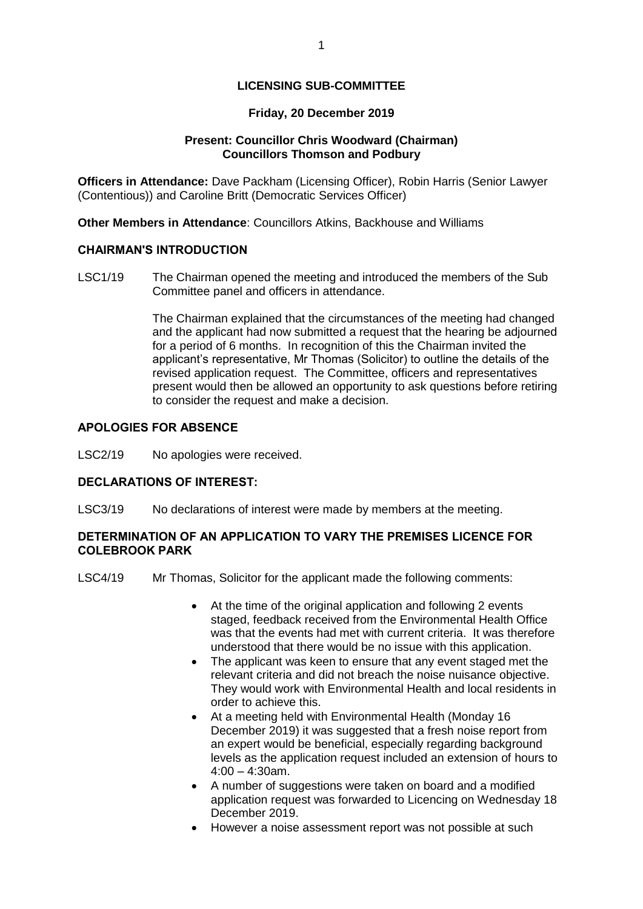# LICENSING SUB-COMMITTEE

**Friday, 20 December 2019**

**Present: Councillor Chris Woodward (Chairman)**
**Councillors Thomson and Podbury**

**Officers in Attendance:** Dave Packham (Licensing Officer), Robin Harris (Senior Lawyer (Contentious)) and Caroline Britt (Democratic Services Officer)

**Other Members in Attendance**: Councillors Atkins, Backhouse and Williams

## CHAIRMAN'S INTRODUCTION

LSC1/19 The Chairman opened the meeting and introduced the members of the Sub Committee panel and officers in attendance.

The Chairman explained that the circumstances of the meeting had changed and the applicant had now submitted a request that the hearing be adjourned for a period of 6 months. In recognition of this the Chairman invited the applicant's representative, Mr Thomas (Solicitor) to outline the details of the revised application request. The Committee, officers and representatives present would then be allowed an opportunity to ask questions before retiring to consider the request and make a decision.

## APOLOGIES FOR ABSENCE

LSC2/19 No apologies were received.

## DECLARATIONS OF INTEREST:

LSC3/19 No declarations of interest were made by members at the meeting.

## DETERMINATION OF AN APPLICATION TO VARY THE PREMISES LICENCE FOR COLEBROOK PARK

LSC4/19 Mr Thomas, Solicitor for the applicant made the following comments:

- At the time of the original application and following 2 events staged, feedback received from the Environmental Health Office was that the events had met with current criteria. It was therefore understood that there would be no issue with this application.
- The applicant was keen to ensure that any event staged met the relevant criteria and did not breach the noise nuisance objective. They would work with Environmental Health and local residents in order to achieve this.
- At a meeting held with Environmental Health (Monday 16 December 2019) it was suggested that a fresh noise report from an expert would be beneficial, especially regarding background levels as the application request included an extension of hours to 4:00 – 4:30am.
- A number of suggestions were taken on board and a modified application request was forwarded to Licencing on Wednesday 18 December 2019.
- However a noise assessment report was not possible at such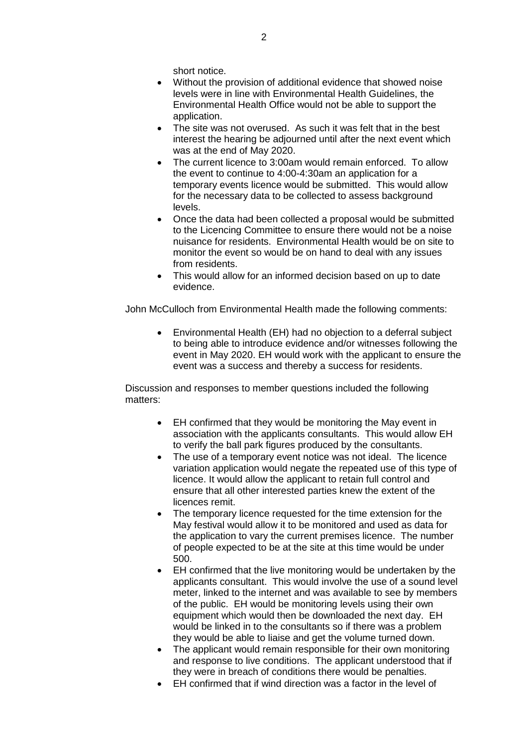short notice.

- Without the provision of additional evidence that showed noise levels were in line with Environmental Health Guidelines, the Environmental Health Office would not be able to support the application.
- The site was not overused. As such it was felt that in the best interest the hearing be adjourned until after the next event which was at the end of May 2020.
- The current licence to 3:00am would remain enforced. To allow the event to continue to 4:00-4:30am an application for a temporary events licence would be submitted. This would allow for the necessary data to be collected to assess background levels.
- Once the data had been collected a proposal would be submitted to the Licencing Committee to ensure there would not be a noise nuisance for residents. Environmental Health would be on site to monitor the event so would be on hand to deal with any issues from residents.
- This would allow for an informed decision based on up to date evidence.

John McCulloch from Environmental Health made the following comments:

- Environmental Health (EH) had no objection to a deferral subject to being able to introduce evidence and/or witnesses following the event in May 2020. EH would work with the applicant to ensure the event was a success and thereby a success for residents.

Discussion and responses to member questions included the following matters:

- EH confirmed that they would be monitoring the May event in association with the applicants consultants. This would allow EH to verify the ball park figures produced by the consultants.
- The use of a temporary event notice was not ideal. The licence variation application would negate the repeated use of this type of licence. It would allow the applicant to retain full control and ensure that all other interested parties knew the extent of the licences remit.
- The temporary licence requested for the time extension for the May festival would allow it to be monitored and used as data for the application to vary the current premises licence. The number of people expected to be at the site at this time would be under 500.
- EH confirmed that the live monitoring would be undertaken by the applicants consultant. This would involve the use of a sound level meter, linked to the internet and was available to see by members of the public. EH would be monitoring levels using their own equipment which would then be downloaded the next day. EH would be linked in to the consultants so if there was a problem they would be able to liaise and get the volume turned down.
- The applicant would remain responsible for their own monitoring and response to live conditions. The applicant understood that if they were in breach of conditions there would be penalties.
- EH confirmed that if wind direction was a factor in the level of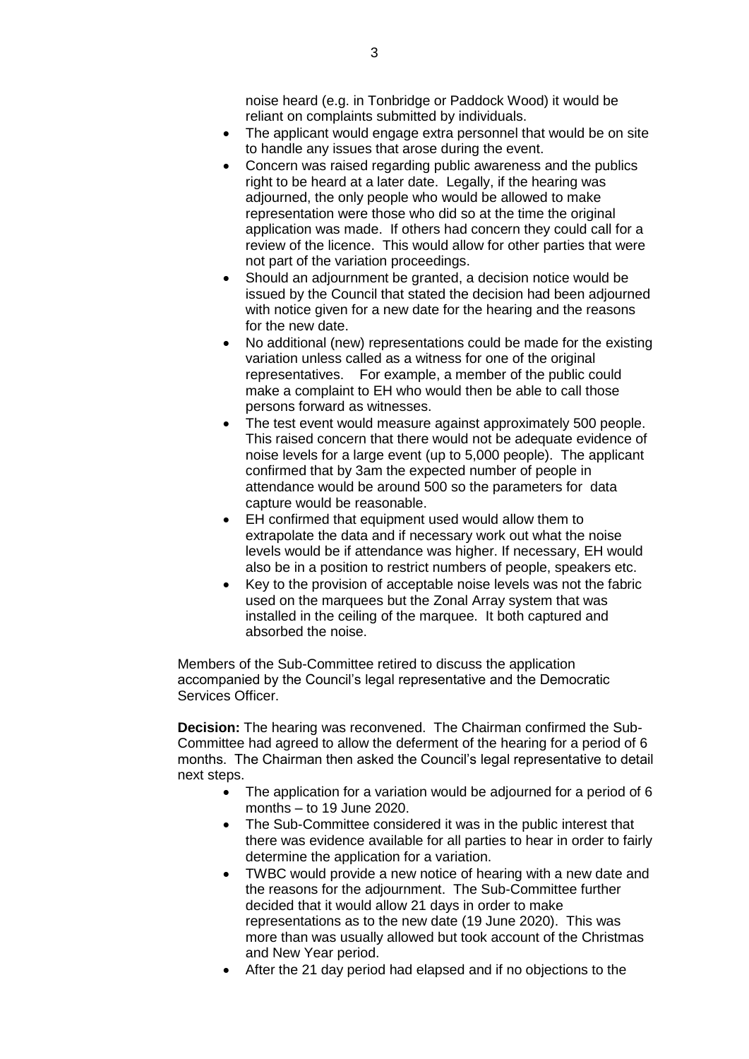noise heard (e.g. in Tonbridge or Paddock Wood) it would be reliant on complaints submitted by individuals.

- The applicant would engage extra personnel that would be on site to handle any issues that arose during the event.
- Concern was raised regarding public awareness and the publics right to be heard at a later date. Legally, if the hearing was adjourned, the only people who would be allowed to make representation were those who did so at the time the original application was made. If others had concern they could call for a review of the licence. This would allow for other parties that were not part of the variation proceedings.
- Should an adjournment be granted, a decision notice would be issued by the Council that stated the decision had been adjourned with notice given for a new date for the hearing and the reasons for the new date.
- No additional (new) representations could be made for the existing variation unless called as a witness for one of the original representatives. For example, a member of the public could make a complaint to EH who would then be able to call those persons forward as witnesses.
- The test event would measure against approximately 500 people. This raised concern that there would not be adequate evidence of noise levels for a large event (up to 5,000 people). The applicant confirmed that by 3am the expected number of people in attendance would be around 500 so the parameters for data capture would be reasonable.
- EH confirmed that equipment used would allow them to extrapolate the data and if necessary work out what the noise levels would be if attendance was higher. If necessary, EH would also be in a position to restrict numbers of people, speakers etc.
- Key to the provision of acceptable noise levels was not the fabric used on the marquees but the Zonal Array system that was installed in the ceiling of the marquee. It both captured and absorbed the noise.

Members of the Sub-Committee retired to discuss the application accompanied by the Council's legal representative and the Democratic Services Officer.

**Decision:** The hearing was reconvened. The Chairman confirmed the Sub-Committee had agreed to allow the deferment of the hearing for a period of 6 months. The Chairman then asked the Council's legal representative to detail next steps.

- The application for a variation would be adjourned for a period of 6 months – to 19 June 2020.
- The Sub-Committee considered it was in the public interest that there was evidence available for all parties to hear in order to fairly determine the application for a variation.
- TWBC would provide a new notice of hearing with a new date and the reasons for the adjournment. The Sub-Committee further decided that it would allow 21 days in order to make representations as to the new date (19 June 2020). This was more than was usually allowed but took account of the Christmas and New Year period.
- After the 21 day period had elapsed and if no objections to the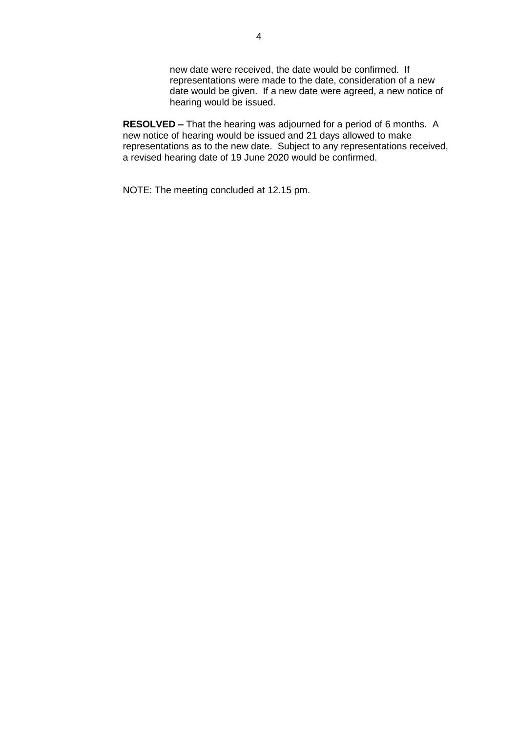new date were received, the date would be confirmed. If representations were made to the date, consideration of a new date would be given. If a new date were agreed, a new notice of hearing would be issued.

**RESOLVED –** That the hearing was adjourned for a period of 6 months. A new notice of hearing would be issued and 21 days allowed to make representations as to the new date. Subject to any representations received, a revised hearing date of 19 June 2020 would be confirmed.

NOTE: The meeting concluded at 12.15 pm.